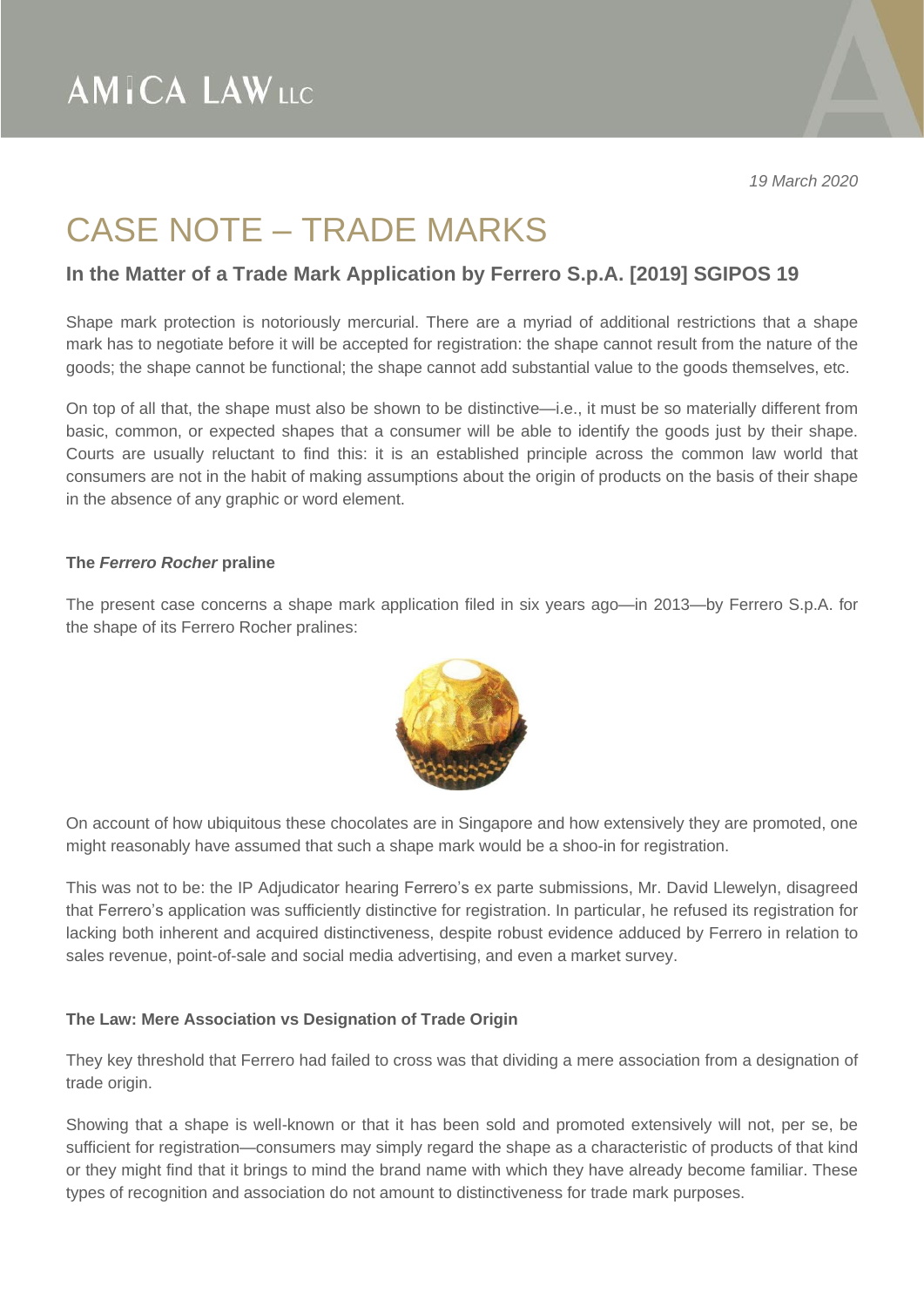19 March 2020

# CASE NOTE – TRADE MARKS

## In the Matter of a Trade Mark Application by Ferrero S.p.A. [2019] SGIPOS 19

Shape mark protection is notoriously mercurial. There are a myriad of additional restrictions that a shape mark has to negotiate before it will be accepted for registration: the shape cannot result from the nature of the goods; the shape cannot be functional; the shape cannot add substantial value to the goods themselves, etc.

On top of all that, the shape must also be shown to be distinctive—i.e., it must be so materially different from basic, common, or expected shapes that a consumer will be able to identify the goods just by their shape. Courts are usually reluctant to find this: it is an established principle across the common law world that consumers are not in the habit of making assumptions about the origin of products on the basis of their shape in the absence of any graphic or word element.

### The *Ferrero Rocher* praline

The present case concerns a shape mark application filed in six years ago—in 2013—by Ferrero S.p.A. for the shape of its Ferrero Rocher pralines:

On account of how ubiquitous these chocolates are in Singapore and how extensively they are promoted, one might reasonably have assumed that such a shape mark would be a shoo-in for registration.

This was not to be: the IP Adjudicator hearing Ferrero's ex parte submissions, Mr. David Llewelyn, disagreed that Ferrero's application was sufficiently distinctive for registration. In particular, he refused its registration for lacking both inherent and acquired distinctiveness, despite robust evidence adduced by Ferrero in relation to sales revenue, point-of-sale and social media advertising, and even a market survey.

### The Law: Mere Association vs Designation of Trade Origin

They key threshold that Ferrero had failed to cross was that dividing a mere association from a designation of trade origin.

Showing that a shape is well-known or that it has been sold and promoted extensively will not, per se, be sufficient for registration—consumers may simply regard the shape as a characteristic of products of that kind or they might find that it brings to mind the brand name with which they have already become familiar. These types of recognition and association do not amount to distinctiveness for trade mark purposes.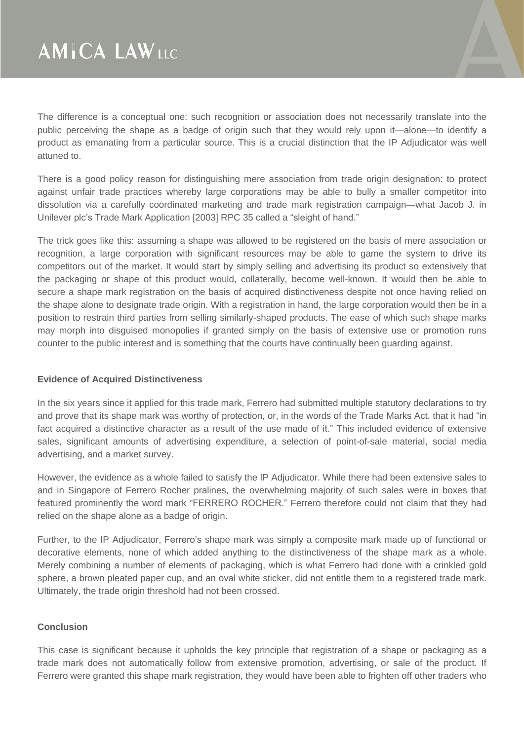The difference is a conceptual one: such recognition or association does not necessarily translate into the public perceiving the shape as a badge of origin such that they would rely upon it—alone—to identify a product as emanating from a particular source. This is a crucial distinction that the IP Adjudicator was well attuned to.

There is a good policy reason for distinguishing mere association from trade origin designation: to protect against unfair trade practices whereby large corporations may be able to bully a smaller competitor into dissolution via a carefully coordinated marketing and trade mark registration campaign—what Jacob J. in Unilever plc's Trade Mark Application [2003] RPC 35 called a "sleight of hand."

The trick goes like this: assuming a shape was allowed to be registered on the basis of mere association or recognition, a large corporation with significant resources may be able to game the system to drive its competitors out of the market. It would start by simply selling and advertising its product so extensively that the packaging or shape of this product would, collaterally, become well-known. It would then be able to secure a shape mark registration on the basis of acquired distinctiveness despite not once having relied on the shape alone to designate trade origin. With a registration in hand, the large corporation would then be in a position to restrain third parties from selling similarly-shaped products. The ease of which such shape marks may morph into disguised monopolies if granted simply on the basis of extensive use or promotion runs counter to the public interest and is something that the courts have continually been guarding against.

**Evidence of Acquired Distinctiveness**

In the six years since it applied for this trade mark, Ferrero had submitted multiple statutory declarations to try and prove that its shape mark was worthy of protection, or, in the words of the Trade Marks Act, that it had "in fact acquired a distinctive character as a result of the use made of it." This included evidence of extensive sales, significant amounts of advertising expenditure, a selection of point-of-sale material, social media advertising, and a market survey.

However, the evidence as a whole failed to satisfy the IP Adjudicator. While there had been extensive sales to and in Singapore of Ferrero Rocher pralines, the overwhelming majority of such sales were in boxes that featured prominently the word mark "FERRERO ROCHER." Ferrero therefore could not claim that they had relied on the shape alone as a badge of origin.

Further, to the IP Adjudicator, Ferrero's shape mark was simply a composite mark made up of functional or decorative elements, none of which added anything to the distinctiveness of the shape mark as a whole. Merely combining a number of elements of packaging, which is what Ferrero had done with a crinkled gold sphere, a brown pleated paper cup, and an oval white sticker, did not entitle them to a registered trade mark. Ultimately, the trade origin threshold had not been crossed.

**Conclusion**

This case is significant because it upholds the key principle that registration of a shape or packaging as a trade mark does not automatically follow from extensive promotion, advertising, or sale of the product. If Ferrero were granted this shape mark registration, they would have been able to frighten off other traders who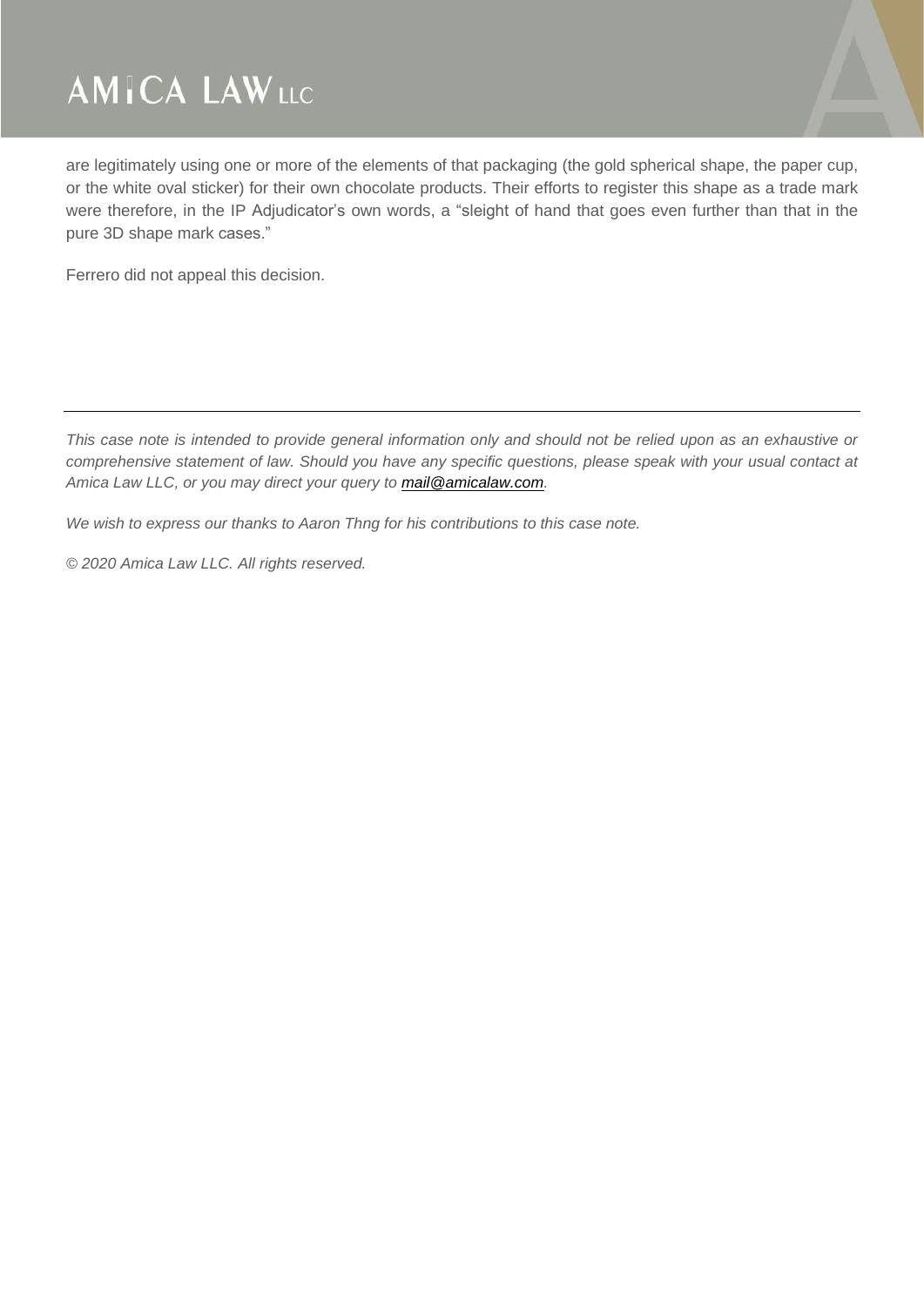are legitimately using one or more of the elements of that packaging (the gold spherical shape, the paper cup, or the white oval sticker) for their own chocolate products. Their efforts to register this shape as a trade mark were therefore, in the IP Adjudicator's own words, a "sleight of hand that goes even further than that in the pure 3D shape mark cases."

Ferrero did not appeal this decision.

---

*This case note is intended to provide general information only and should not be relied upon as an exhaustive or comprehensive statement of law. Should you have any specific questions, please speak with your usual contact at Amica Law LLC, or you may direct your query to [mail@amicalaw.com](mailto:mail@amicalaw.com).*

*We wish to express our thanks to Aaron Thng for his contributions to this case note.*

*© 2020 Amica Law LLC. All rights reserved.*